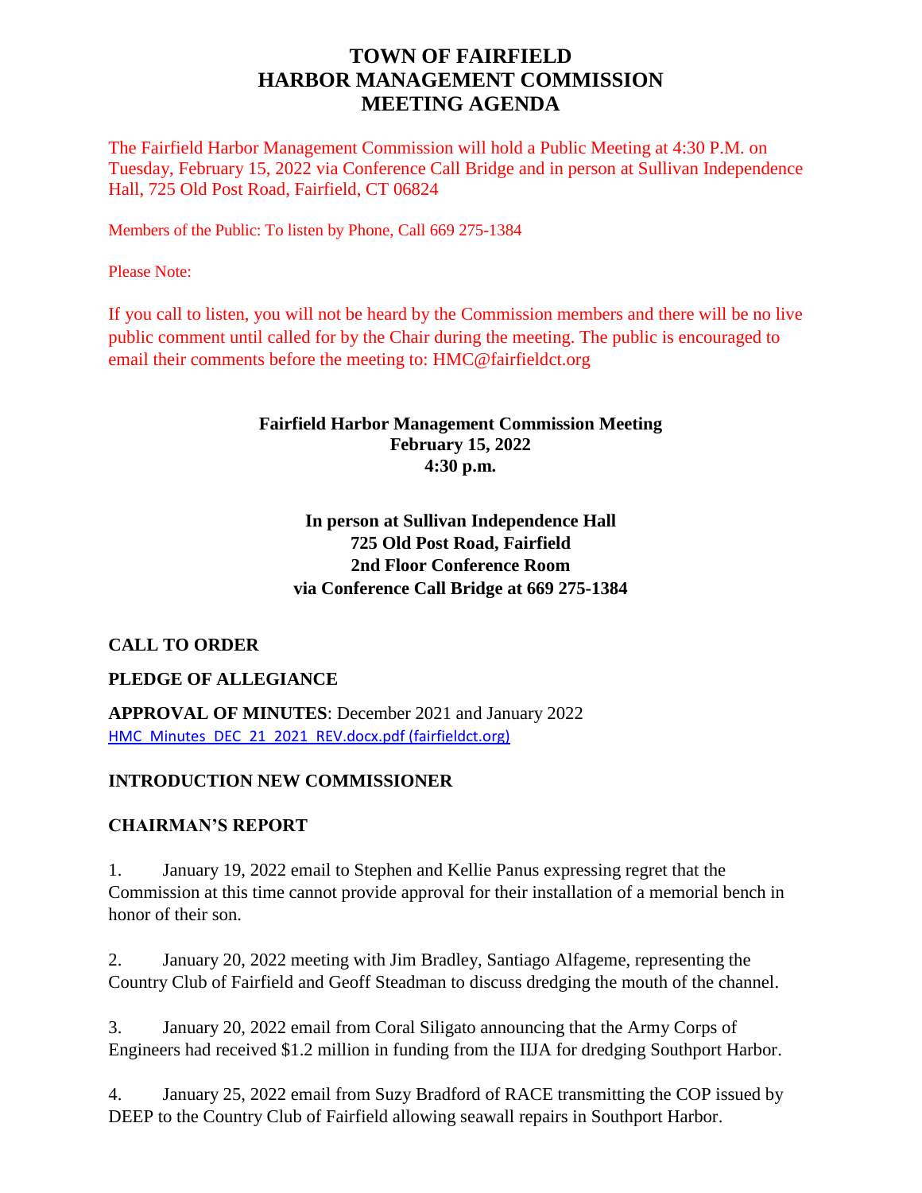# TOWN OF FAIRFIELD
# HARBOR MANAGEMENT COMMISSION
# MEETING AGENDA

The Fairfield Harbor Management Commission will hold a Public Meeting at 4:30 P.M. on Tuesday, February 15, 2022 via Conference Call Bridge and in person at Sullivan Independence Hall, 725 Old Post Road, Fairfield, CT 06824

Members of the Public: To listen by Phone, Call 669 275-1384

Please Note:

If you call to listen, you will not be heard by the Commission members and there will be no live public comment until called for by the Chair during the meeting. The public is encouraged to email their comments before the meeting to: HMC@fairfieldct.org

**Fairfield Harbor Management Commission Meeting**
**February 15, 2022**
**4:30 p.m.**

**In person at Sullivan Independence Hall**
**725 Old Post Road, Fairfield**
**2nd Floor Conference Room**
**via Conference Call Bridge at 669 275-1384**

**CALL TO ORDER**

**PLEDGE OF ALLEGIANCE**

**APPROVAL OF MINUTES**: December 2021 and January 2022
HMC_Minutes_DEC_21_2021_REV.docx.pdf (fairfieldct.org)

**INTRODUCTION NEW COMMISSIONER**

**CHAIRMAN'S REPORT**

1. January 19, 2022 email to Stephen and Kellie Panus expressing regret that the Commission at this time cannot provide approval for their installation of a memorial bench in honor of their son.

2. January 20, 2022 meeting with Jim Bradley, Santiago Alfageme, representing the Country Club of Fairfield and Geoff Steadman to discuss dredging the mouth of the channel.

3. January 20, 2022 email from Coral Siligato announcing that the Army Corps of Engineers had received $1.2 million in funding from the IIJA for dredging Southport Harbor.

4. January 25, 2022 email from Suzy Bradford of RACE transmitting the COP issued by DEEP to the Country Club of Fairfield allowing seawall repairs in Southport Harbor.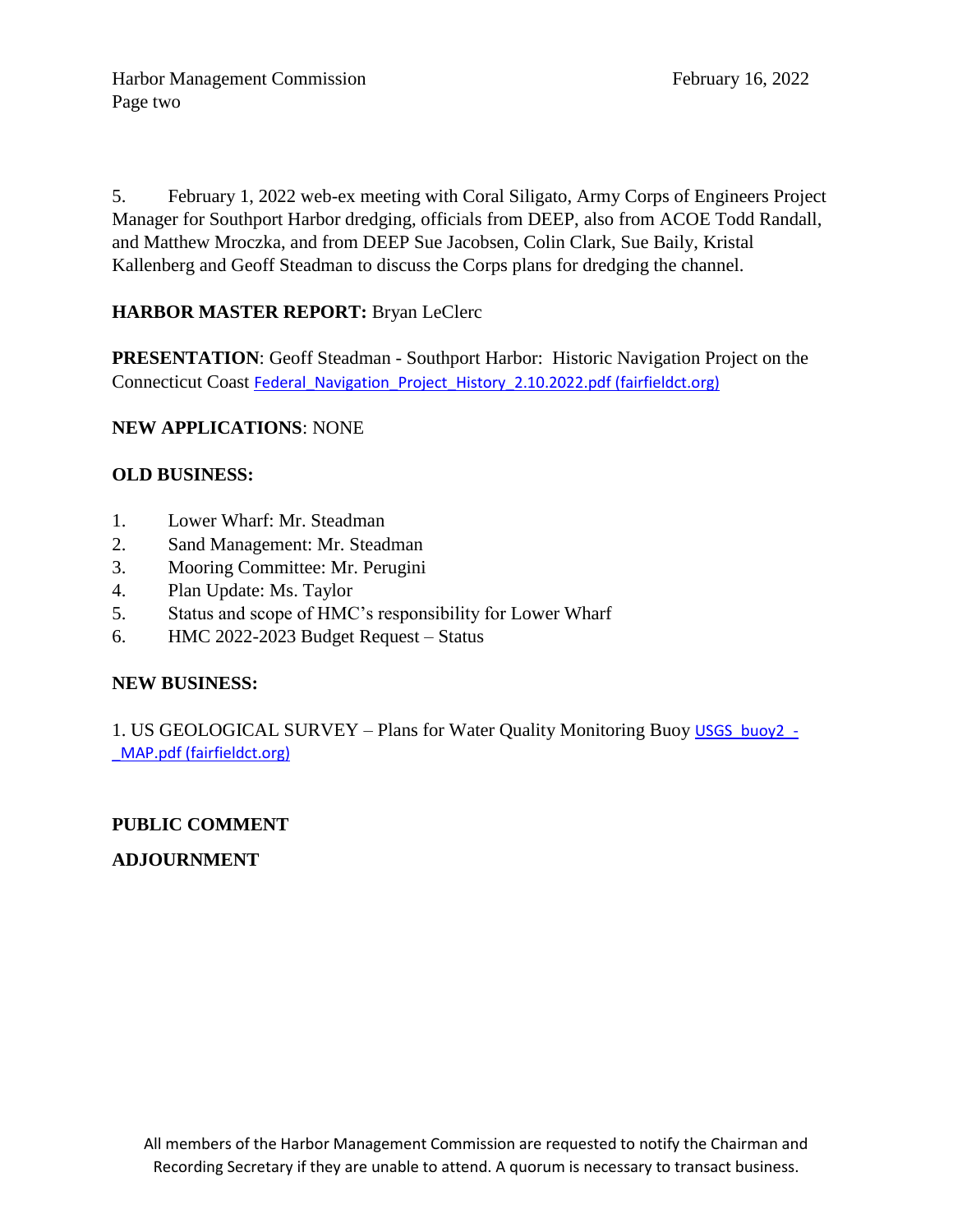5. February 1, 2022 web-ex meeting with Coral Siligato, Army Corps of Engineers Project Manager for Southport Harbor dredging, officials from DEEP, also from ACOE Todd Randall, and Matthew Mroczka, and from DEEP Sue Jacobsen, Colin Clark, Sue Baily, Kristal Kallenberg and Geoff Steadman to discuss the Corps plans for dredging the channel.

**HARBOR MASTER REPORT:** Bryan LeClerc

**PRESENTATION**: Geoff Steadman - Southport Harbor: Historic Navigation Project on the Connecticut Coast Federal_Navigation_Project_History_2.10.2022.pdf (fairfieldct.org)

**NEW APPLICATIONS**: NONE

**OLD BUSINESS:**

1. Lower Wharf: Mr. Steadman
2. Sand Management: Mr. Steadman
3. Mooring Committee: Mr. Perugini
4. Plan Update: Ms. Taylor
5. Status and scope of HMC's responsibility for Lower Wharf
6. HMC 2022-2023 Budget Request – Status

**NEW BUSINESS:**

1. US GEOLOGICAL SURVEY – Plans for Water Quality Monitoring Buoy USGS_buoy2_-_MAP.pdf (fairfieldct.org)

**PUBLIC COMMENT**

**ADJOURNMENT**

All members of the Harbor Management Commission are requested to notify the Chairman and Recording Secretary if they are unable to attend. A quorum is necessary to transact business.